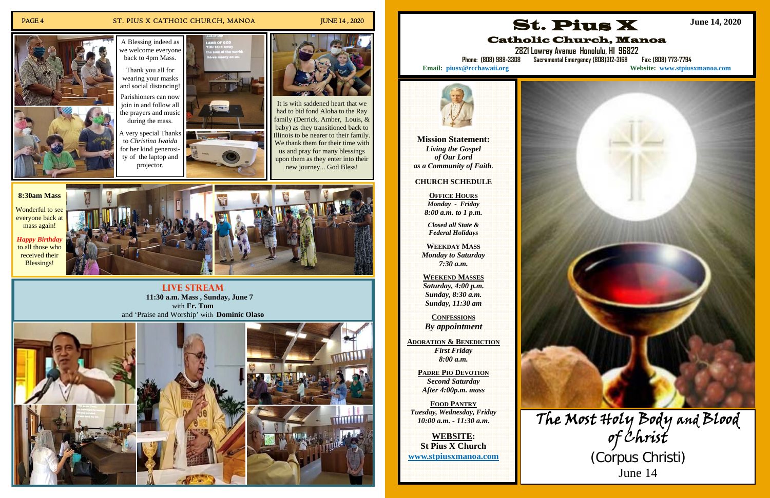A Blessing indeed as we welcome everyone back to 4pm Mass.

Thank you all for wearing your masks and social distancing!

Parishioners can now join in and follow all the prayers and music during the mass.

A very special Thanks to *Christina Iwaida* for her kind generosity of the laptop and projector.

It is with saddened heart that we had to bid fond Aloha to the Ray family (Derrick, Amber, Louis, & baby) as they transitioned back to Illinois to be nearer to their family. We thank them for their time with us and pray for many blessings upon them as they enter into their new journey... God Bless!

**8:30am Mass**

Wonderful to see everyone back at mass again!

***Happy Birthday*** to all those who received their Blessings!

## LIVE STREAM

**11:30 a.m. Mass , Sunday, June 7**
with **Fr. Tom**
and 'Praise and Worship' with **Dominic Olaso**

# St. Pius X

## Catholic Church, Manoa

**2821 Lowrey Avenue Honolulu, HI 96822**

**Phone: (808) 988-3308 Sacramental Emergency (808)312-3168 Fax: (808) 773-7794**

**Email: piusx@rcchawaii.org**

**Website: www.stpiusxmanoa.com**

**June 14, 2020**

**Mission Statement:**
***Living the Gospel of Our Lord as a Community of Faith.***

**CHURCH SCHEDULE**

**OFFICE HOURS**
***Monday - Friday***
***8:00 a.m. to 1 p.m.***

***Closed all State & Federal Holidays***

**WEEKDAY MASS**
***Monday to Saturday***
***7:30 a.m.***

**WEEKEND MASSES**
***Saturday, 4:00 p.m.***
***Sunday, 8:30 a.m.***
***Sunday, 11:30 am***

**CONFESSIONS**
***By appointment***

**ADORATION & BENEDICTION**
***First Friday***
***8:00 a.m.***

**PADRE PIO DEVOTION**
***Second Saturday***
***After 4:00p.m. mass***

**FOOD PANTRY**
***Tuesday, Wednesday, Friday***
***10:00 a.m. - 11:30 a.m.***

**WEBSITE:**
**St Pius X Church**
**www.stpiusxmanoa.com**

# The Most Holy Body and Blood of Christ

(Corpus Christi)

June 14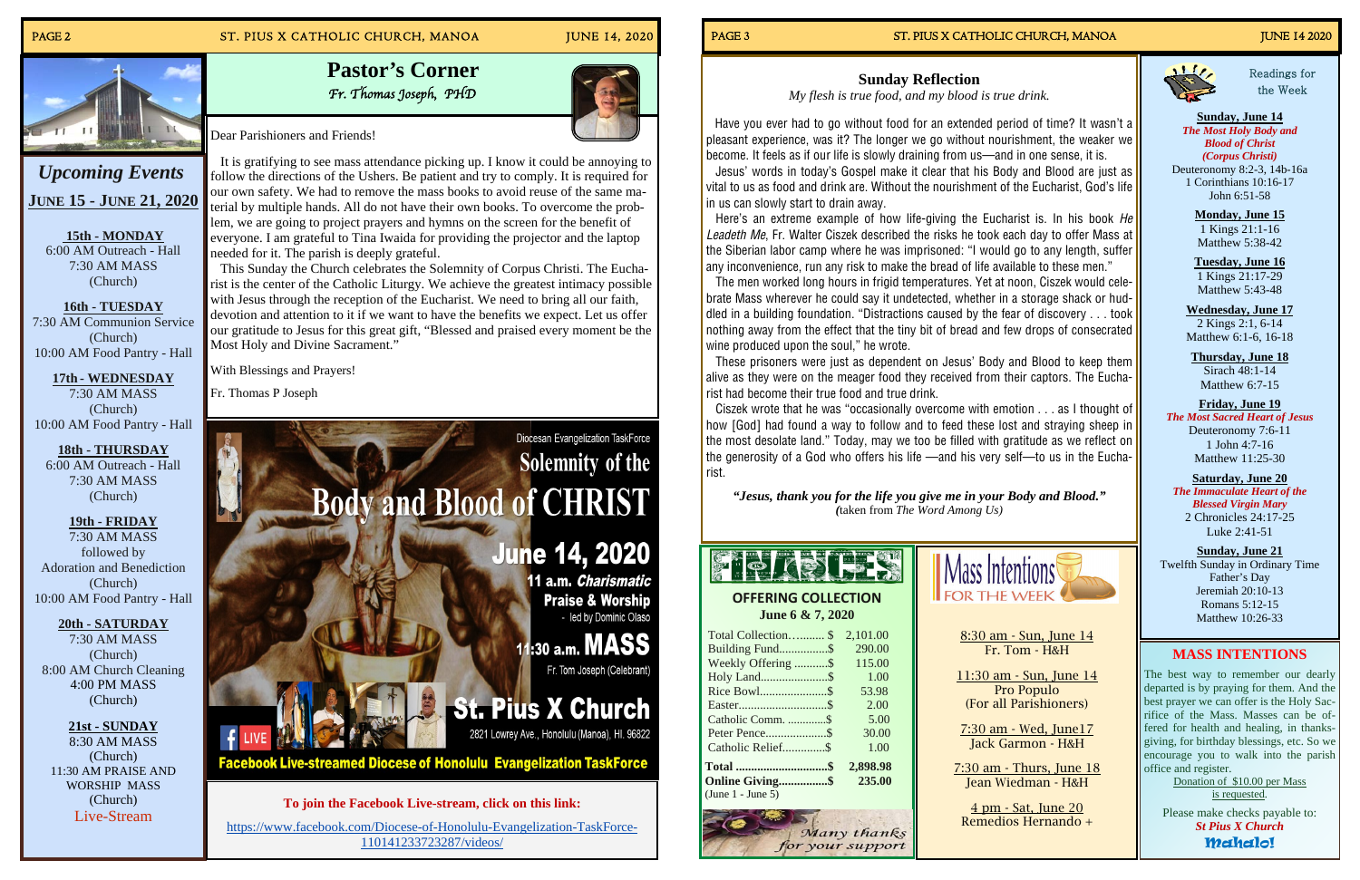# Pastor's Corner

*Fr. Thomas Joseph, PHD*

Dear Parishioners and Friends!

It is gratifying to see mass attendance picking up. I know it could be annoying to follow the directions of the Ushers. Be patient and try to comply. It is required for our own safety. We had to remove the mass books to avoid reuse of the same material by multiple hands. All do not have their own books. To overcome the problem, we are going to project prayers and hymns on the screen for the benefit of everyone. I am grateful to Tina Iwaida for providing the projector and the laptop needed for it. The parish is deeply grateful.

This Sunday the Church celebrates the Solemnity of Corpus Christi. The Eucharist is the center of the Catholic Liturgy. We achieve the greatest intimacy possible with Jesus through the reception of the Eucharist. We need to bring all our faith, devotion and attention to it if we want to have the benefits we expect. Let us offer our gratitude to Jesus for this great gift, "Blessed and praised every moment be the Most Holy and Divine Sacrament."

With Blessings and Prayers!

Fr. Thomas P Joseph

## Upcoming Events

**June 15 - June 21, 2020**

**15th - MONDAY**
6:00 AM Outreach - Hall
7:30 AM MASS
(Church)

**16th - TUESDAY**
7:30 AM Communion Service
(Church)
10:00 AM Food Pantry - Hall

**17th - WEDNESDAY**
7:30 AM MASS
(Church)
10:00 AM Food Pantry - Hall

**18th - THURSDAY**
6:00 AM Outreach - Hall
7:30 AM MASS
(Church)

**19th - FRIDAY**
7:30 AM MASS
followed by
Adoration and Benediction
(Church)
10:00 AM Food Pantry - Hall

**20th - SATURDAY**
7:30 AM MASS
(Church)
8:00 AM Church Cleaning
4:00 PM MASS
(Church)

**21st - SUNDAY**
8:30 AM MASS
(Church)
11:30 AM PRAISE AND WORSHIP MASS
(Church)
Live-Stream

Diocesan Evangelization TaskForce

**Solemnity of the Body and Blood of CHRIST**

**June 14, 2020**

11 a.m. *Charismatic* Praise & Worship - led by Dominic Olaso

11:30 a.m. MASS

Fr. Tom Joseph (Celebrant)

**St. Pius X Church**

2821 Lowrey Ave., Honolulu (Manoa), HI. 96822

LIVE

**Facebook Live-streamed Diocese of Honolulu Evangelization TaskForce**

**To join the Facebook Live-stream, click on this link:**

https://www.facebook.com/Diocese-of-Honolulu-Evangelization-TaskForce-110141233723287/videos/

## Sunday Reflection

*My flesh is true food, and my blood is true drink.*

Have you ever had to go without food for an extended period of time? It wasn't a pleasant experience, was it? The longer we go without nourishment, the weaker we become. It feels as if our life is slowly draining from us—and in one sense, it is.

Jesus' words in today's Gospel make it clear that his Body and Blood are just as vital to us as food and drink are. Without the nourishment of the Eucharist, God's life in us can slowly start to drain away.

Here's an extreme example of how life-giving the Eucharist is. In his book *He Leadeth Me*, Fr. Walter Ciszek described the risks he took each day to offer Mass at the Siberian labor camp where he was imprisoned: "I would go to any length, suffer any inconvenience, run any risk to make the bread of life available to these men."

The men worked long hours in frigid temperatures. Yet at noon, Ciszek would celebrate Mass wherever he could say it undetected, whether in a storage shack or huddled in a building foundation. "Distractions caused by the fear of discovery . . . took nothing away from the effect that the tiny bit of bread and few drops of consecrated wine produced upon the soul," he wrote.

These prisoners were just as dependent on Jesus' Body and Blood to keep them alive as they were on the meager food they received from their captors. The Eucharist had become their true food and true drink.

Ciszek wrote that he was "occasionally overcome with emotion . . . as I thought of how [God] had found a way to follow and to feed these lost and straying sheep in the most desolate land." Today, may we too be filled with gratitude as we reflect on the generosity of a God who offers his life —and his very self—to us in the Eucharist.

***"Jesus, thank you for the life you give me in your Body and Blood."*** (taken from *The Word Among Us*)

## FINANCES

**OFFERING COLLECTION**
**June 6 & 7, 2020**

| | |
|---|---|
| Total Collection……..…. $ | 2,101.00 |
| Building Fund…………….$ | 290.00 |
| Weekly Offering ………..$ | 115.00 |
| Holy Land………………..$ | 1.00 |
| Rice Bowl………………..$ | 53.98 |
| Easter……………………..$ | 2.00 |
| Catholic Comm. …………$ | 5.00 |
| Peter Pence……………...$ | 30.00 |
| Catholic Relief…………..$ | 1.00 |
| **Total ………………………$** | **2,898.98** |
| **Online Giving…………….$** | **235.00** |
| (June 1 - June 5) | |

*Many thanks for your support*

## Mass Intentions FOR THE WEEK

8:30 am - Sun, June 14
Fr. Tom - H&H

11:30 am - Sun, June 14
Pro Populo
(For all Parishioners)

7:30 am - Wed, June17
Jack Garmon - H&H

7:30 am - Thurs, June 18
Jean Wiedman - H&H

4 pm - Sat, June 20
Remedios Hernando +

## Readings for the Week

**Sunday, June 14**
***The Most Holy Body and Blood of Christ (Corpus Christi)***
Deuteronomy 8:2-3, 14b-16a
1 Corinthians 10:16-17
John 6:51-58

**Monday, June 15**
1 Kings 21:1-16
Matthew 5:38-42

**Tuesday, June 16**
1 Kings 21:17-29
Matthew 5:43-48

**Wednesday, June 17**
2 Kings 2:1, 6-14
Matthew 6:1-6, 16-18

**Thursday, June 18**
Sirach 48:1-14
Matthew 6:7-15

**Friday, June 19**
***The Most Sacred Heart of Jesus***
Deuteronomy 7:6-11
1 John 4:7-16
Matthew 11:25-30

**Saturday, June 20**
***The Immaculate Heart of the Blessed Virgin Mary***
2 Chronicles 24:17-25
Luke 2:41-51

**Sunday, June 21**
Twelfth Sunday in Ordinary Time
Father's Day
Jeremiah 20:10-13
Romans 5:12-15
Matthew 10:26-33

## MASS INTENTIONS

The best way to remember our dearly departed is by praying for them. And the best prayer we can offer is the Holy Sacrifice of the Mass. Masses can be offered for health and healing, in thanksgiving, for birthday blessings, etc. So we encourage you to walk into the parish office and register.

Donation of $10.00 per Mass is requested.

Please make checks payable to:
***St Pius X Church***

**Mahalo!**